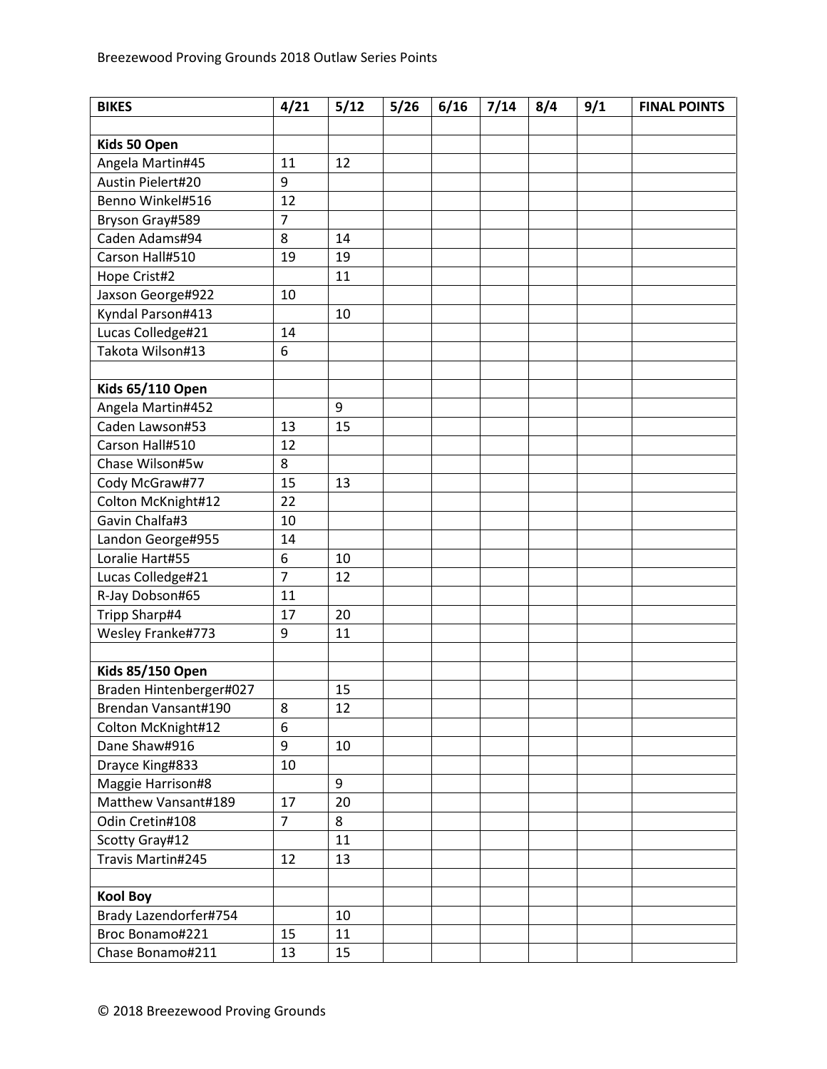Breezewood Proving Grounds 2018 Outlaw Series Points

| BIKES | 4/21 | 5/12 | 5/26 | 6/16 | 7/14 | 8/4 | 9/1 | FINAL POINTS |
|---|---|---|---|---|---|---|---|---|
| | | | | | | | | |
| **Kids 50 Open** | | | | | | | | |
| Angela Martin#45 | 11 | 12 | | | | | | |
| Austin Pielert#20 | 9 | | | | | | | |
| Benno Winkel#516 | 12 | | | | | | | |
| Bryson Gray#589 | 7 | | | | | | | |
| Caden Adams#94 | 8 | 14 | | | | | | |
| Carson Hall#510 | 19 | 19 | | | | | | |
| Hope Crist#2 | | 11 | | | | | | |
| Jaxson George#922 | 10 | | | | | | | |
| Kyndal Parson#413 | | 10 | | | | | | |
| Lucas Colledge#21 | 14 | | | | | | | |
| Takota Wilson#13 | 6 | | | | | | | |
| | | | | | | | | |
| **Kids 65/110 Open** | | | | | | | | |
| Angela Martin#452 | | 9 | | | | | | |
| Caden Lawson#53 | 13 | 15 | | | | | | |
| Carson Hall#510 | 12 | | | | | | | |
| Chase Wilson#5w | 8 | | | | | | | |
| Cody McGraw#77 | 15 | 13 | | | | | | |
| Colton McKnight#12 | 22 | | | | | | | |
| Gavin Chalfa#3 | 10 | | | | | | | |
| Landon George#955 | 14 | | | | | | | |
| Loralie Hart#55 | 6 | 10 | | | | | | |
| Lucas Colledge#21 | 7 | 12 | | | | | | |
| R-Jay Dobson#65 | 11 | | | | | | | |
| Tripp Sharp#4 | 17 | 20 | | | | | | |
| Wesley Franke#773 | 9 | 11 | | | | | | |
| | | | | | | | | |
| **Kids 85/150 Open** | | | | | | | | |
| Braden Hintenberger#027 | | 15 | | | | | | |
| Brendan Vansant#190 | 8 | 12 | | | | | | |
| Colton McKnight#12 | 6 | | | | | | | |
| Dane Shaw#916 | 9 | 10 | | | | | | |
| Drayce King#833 | 10 | | | | | | | |
| Maggie Harrison#8 | | 9 | | | | | | |
| Matthew Vansant#189 | 17 | 20 | | | | | | |
| Odin Cretin#108 | 7 | 8 | | | | | | |
| Scotty Gray#12 | | 11 | | | | | | |
| Travis Martin#245 | 12 | 13 | | | | | | |
| | | | | | | | | |
| **Kool Boy** | | | | | | | | |
| Brady Lazendorfer#754 | | 10 | | | | | | |
| Broc Bonamo#221 | 15 | 11 | | | | | | |
| Chase Bonamo#211 | 13 | 15 | | | | | | |

© 2018 Breezewood Proving Grounds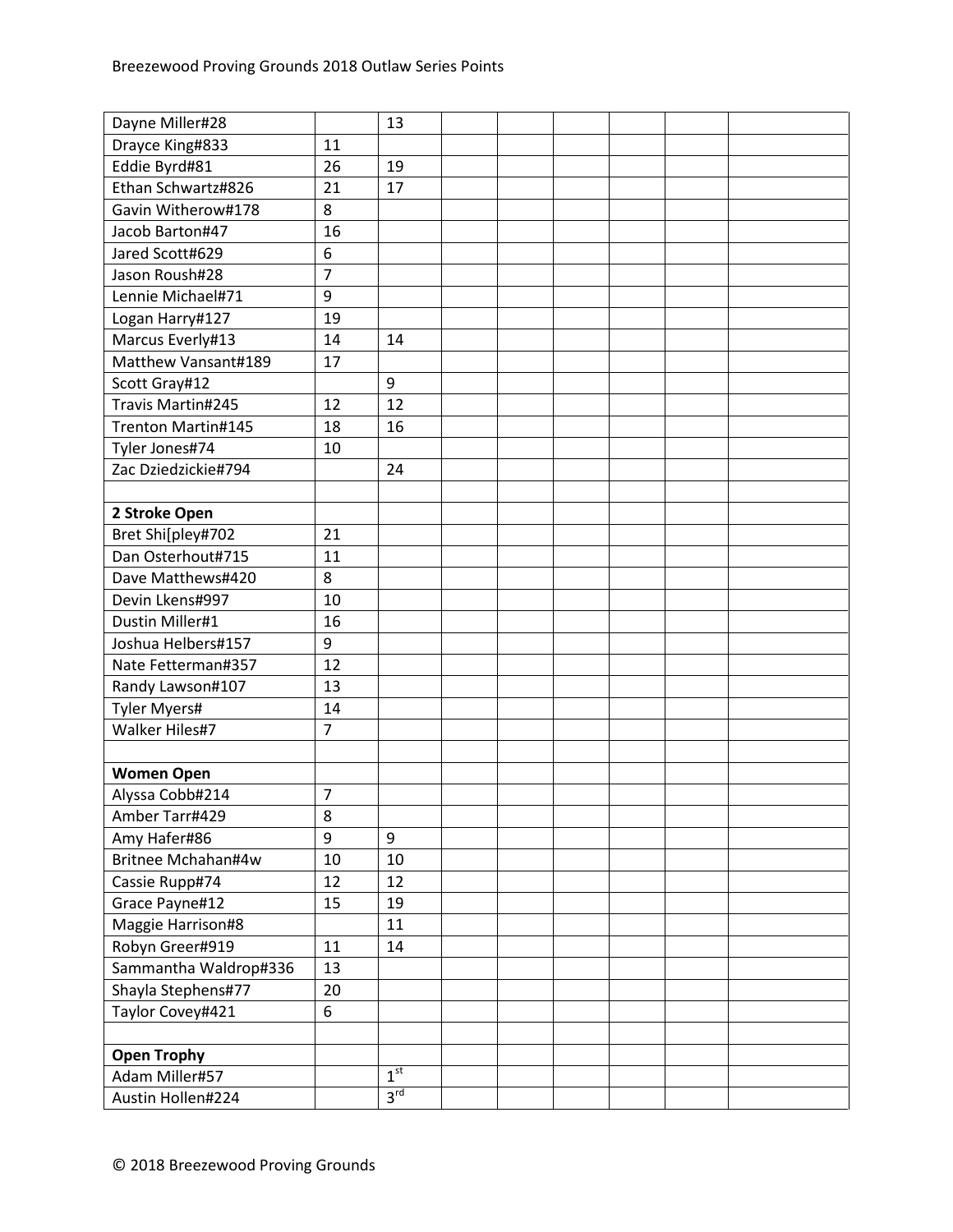| Dayne Miller#28 | | 13 | | | | | | |
|---|---|---|---|---|---|---|---|---|
| Drayce King#833 | 11 | | | | | | | |
| Eddie Byrd#81 | 26 | 19 | | | | | | |
| Ethan Schwartz#826 | 21 | 17 | | | | | | |
| Gavin Witherow#178 | 8 | | | | | | | |
| Jacob Barton#47 | 16 | | | | | | | |
| Jared Scott#629 | 6 | | | | | | | |
| Jason Roush#28 | 7 | | | | | | | |
| Lennie Michael#71 | 9 | | | | | | | |
| Logan Harry#127 | 19 | | | | | | | |
| Marcus Everly#13 | 14 | 14 | | | | | | |
| Matthew Vansant#189 | 17 | | | | | | | |
| Scott Gray#12 | | 9 | | | | | | |
| Travis Martin#245 | 12 | 12 | | | | | | |
| Trenton Martin#145 | 18 | 16 | | | | | | |
| Tyler Jones#74 | 10 | | | | | | | |
| Zac Dziedzickie#794 | | 24 | | | | | | |
| | | | | | | | | |
| **2 Stroke Open** | | | | | | | | |
| Bret Shi[pley#702 | 21 | | | | | | | |
| Dan Osterhout#715 | 11 | | | | | | | |
| Dave Matthews#420 | 8 | | | | | | | |
| Devin Lkens#997 | 10 | | | | | | | |
| Dustin Miller#1 | 16 | | | | | | | |
| Joshua Helbers#157 | 9 | | | | | | | |
| Nate Fetterman#357 | 12 | | | | | | | |
| Randy Lawson#107 | 13 | | | | | | | |
| Tyler Myers# | 14 | | | | | | | |
| Walker Hiles#7 | 7 | | | | | | | |
| | | | | | | | | |
| **Women Open** | | | | | | | | |
| Alyssa Cobb#214 | 7 | | | | | | | |
| Amber Tarr#429 | 8 | | | | | | | |
| Amy Hafer#86 | 9 | 9 | | | | | | |
| Britnee Mchahan#4w | 10 | 10 | | | | | | |
| Cassie Rupp#74 | 12 | 12 | | | | | | |
| Grace Payne#12 | 15 | 19 | | | | | | |
| Maggie Harrison#8 | | 11 | | | | | | |
| Robyn Greer#919 | 11 | 14 | | | | | | |
| Sammantha Waldrop#336 | 13 | | | | | | | |
| Shayla Stephens#77 | 20 | | | | | | | |
| Taylor Covey#421 | 6 | | | | | | | |
| | | | | | | | | |
| **Open Trophy** | | | | | | | | |
| Adam Miller#57 | | 1st | | | | | | |
| Austin Hollen#224 | | 3rd | | | | | | |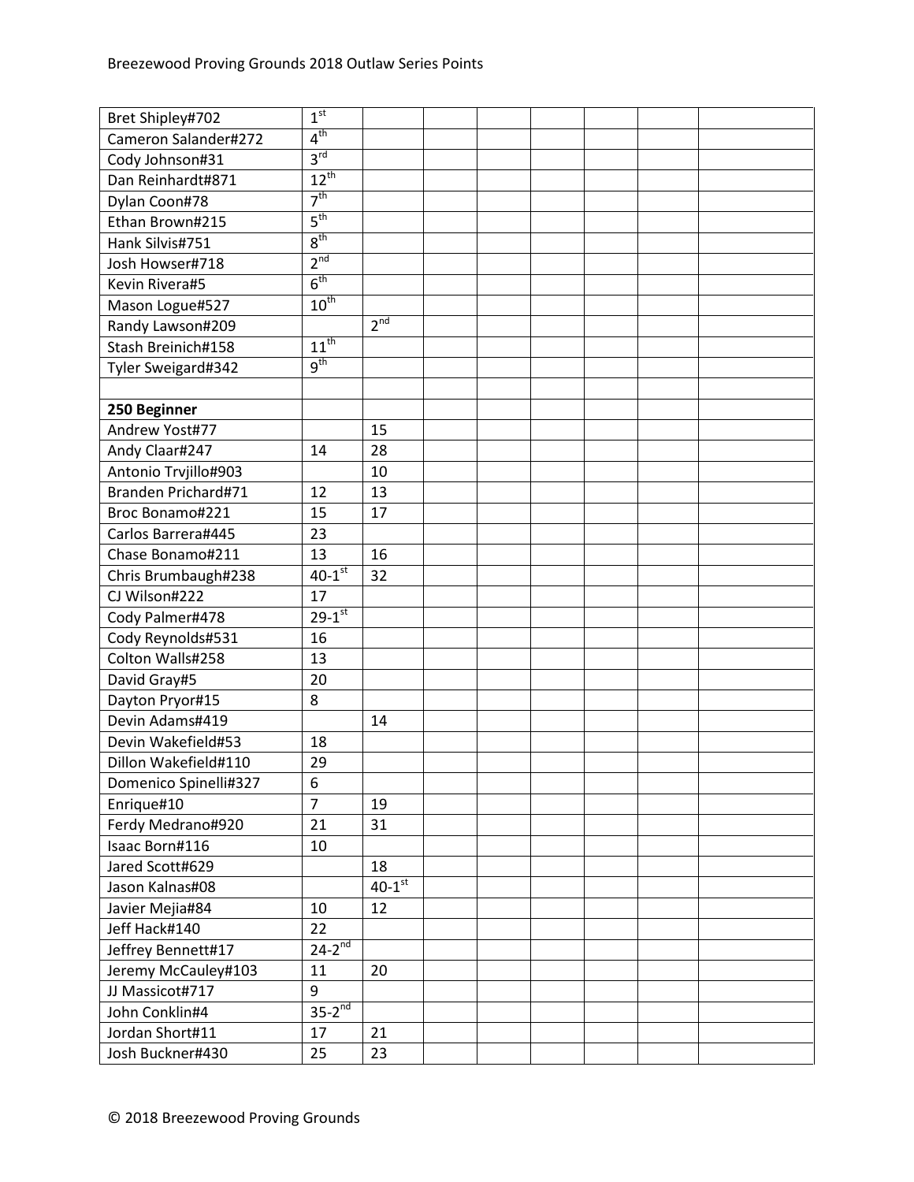| | | | | | | | | |
|---|---|---|---|---|---|---|---|---|
| Bret Shipley#702 | 1st | | | | | | | |
| Cameron Salander#272 | 4th | | | | | | | |
| Cody Johnson#31 | 3rd | | | | | | | |
| Dan Reinhardt#871 | 12th | | | | | | | |
| Dylan Coon#78 | 7th | | | | | | | |
| Ethan Brown#215 | 5th | | | | | | | |
| Hank Silvis#751 | 8th | | | | | | | |
| Josh Howser#718 | 2nd | | | | | | | |
| Kevin Rivera#5 | 6th | | | | | | | |
| Mason Logue#527 | 10th | | | | | | | |
| Randy Lawson#209 | | 2nd | | | | | | |
| Stash Breinich#158 | 11th | | | | | | | |
| Tyler Sweigard#342 | 9th | | | | | | | |
| | | | | | | | | |
| **250 Beginner** | | | | | | | | |
| Andrew Yost#77 | | 15 | | | | | | |
| Andy Claar#247 | 14 | 28 | | | | | | |
| Antonio Trvjillo#903 | | 10 | | | | | | |
| Branden Prichard#71 | 12 | 13 | | | | | | |
| Broc Bonamo#221 | 15 | 17 | | | | | | |
| Carlos Barrera#445 | 23 | | | | | | | |
| Chase Bonamo#211 | 13 | 16 | | | | | | |
| Chris Brumbaugh#238 | 40-1st | 32 | | | | | | |
| CJ Wilson#222 | 17 | | | | | | | |
| Cody Palmer#478 | 29-1st | | | | | | | |
| Cody Reynolds#531 | 16 | | | | | | | |
| Colton Walls#258 | 13 | | | | | | | |
| David Gray#5 | 20 | | | | | | | |
| Dayton Pryor#15 | 8 | | | | | | | |
| Devin Adams#419 | | 14 | | | | | | |
| Devin Wakefield#53 | 18 | | | | | | | |
| Dillon Wakefield#110 | 29 | | | | | | | |
| Domenico Spinelli#327 | 6 | | | | | | | |
| Enrique#10 | 7 | 19 | | | | | | |
| Ferdy Medrano#920 | 21 | 31 | | | | | | |
| Isaac Born#116 | 10 | | | | | | | |
| Jared Scott#629 | | 18 | | | | | | |
| Jason Kalnas#08 | | 40-1st | | | | | | |
| Javier Mejia#84 | 10 | 12 | | | | | | |
| Jeff Hack#140 | 22 | | | | | | | |
| Jeffrey Bennett#17 | 24-2nd | | | | | | | |
| Jeremy McCauley#103 | 11 | 20 | | | | | | |
| JJ Massicot#717 | 9 | | | | | | | |
| John Conklin#4 | 35-2nd | | | | | | | |
| Jordan Short#11 | 17 | 21 | | | | | | |
| Josh Buckner#430 | 25 | 23 | | | | | | |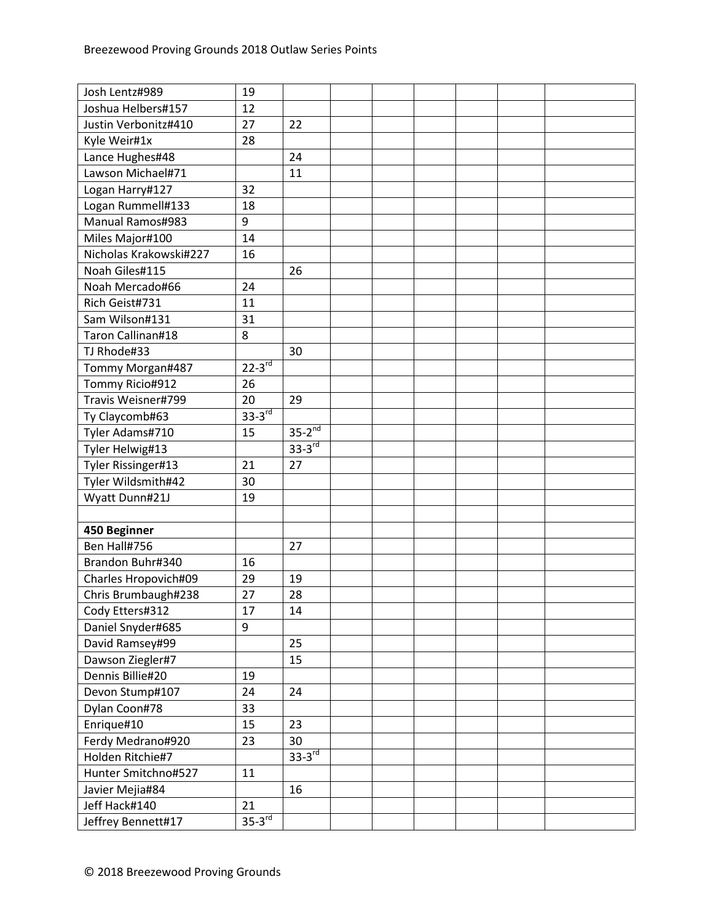| | | | | | | | | |
|---|---|---|---|---|---|---|---|---|
| Josh Lentz#989 | 19 | | | | | | | |
| Joshua Helbers#157 | 12 | | | | | | | |
| Justin Verbonitz#410 | 27 | 22 | | | | | | |
| Kyle Weir#1x | 28 | | | | | | | |
| Lance Hughes#48 | | 24 | | | | | | |
| Lawson Michael#71 | | 11 | | | | | | |
| Logan Harry#127 | 32 | | | | | | | |
| Logan Rummell#133 | 18 | | | | | | | |
| Manual Ramos#983 | 9 | | | | | | | |
| Miles Major#100 | 14 | | | | | | | |
| Nicholas Krakowski#227 | 16 | | | | | | | |
| Noah Giles#115 | | 26 | | | | | | |
| Noah Mercado#66 | 24 | | | | | | | |
| Rich Geist#731 | 11 | | | | | | | |
| Sam Wilson#131 | 31 | | | | | | | |
| Taron Callinan#18 | 8 | | | | | | | |
| TJ Rhode#33 | | 30 | | | | | | |
| Tommy Morgan#487 | 22-3rd | | | | | | | |
| Tommy Ricio#912 | 26 | | | | | | | |
| Travis Weisner#799 | 20 | 29 | | | | | | |
| Ty Claycomb#63 | 33-3rd | | | | | | | |
| Tyler Adams#710 | 15 | 35-2nd | | | | | | |
| Tyler Helwig#13 | | 33-3rd | | | | | | |
| Tyler Rissinger#13 | 21 | 27 | | | | | | |
| Tyler Wildsmith#42 | 30 | | | | | | | |
| Wyatt Dunn#21J | 19 | | | | | | | |
| | | | | | | | | |
| **450 Beginner** | | | | | | | | |
| Ben Hall#756 | | 27 | | | | | | |
| Brandon Buhr#340 | 16 | | | | | | | |
| Charles Hropovich#09 | 29 | 19 | | | | | | |
| Chris Brumbaugh#238 | 27 | 28 | | | | | | |
| Cody Etters#312 | 17 | 14 | | | | | | |
| Daniel Snyder#685 | 9 | | | | | | | |
| David Ramsey#99 | | 25 | | | | | | |
| Dawson Ziegler#7 | | 15 | | | | | | |
| Dennis Billie#20 | 19 | | | | | | | |
| Devon Stump#107 | 24 | 24 | | | | | | |
| Dylan Coon#78 | 33 | | | | | | | |
| Enrique#10 | 15 | 23 | | | | | | |
| Ferdy Medrano#920 | 23 | 30 | | | | | | |
| Holden Ritchie#7 | | 33-3rd | | | | | | |
| Hunter Smitchno#527 | 11 | | | | | | | |
| Javier Mejia#84 | | 16 | | | | | | |
| Jeff Hack#140 | 21 | | | | | | | |
| Jeffrey Bennett#17 | 35-3rd | | | | | | | |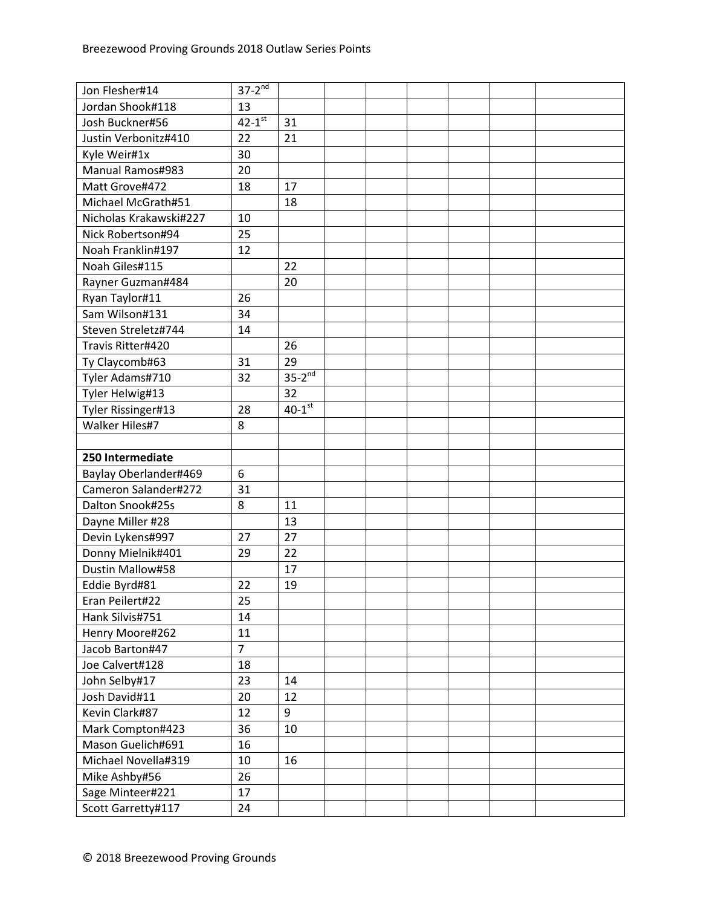| | | | | | | | | |
|---|---|---|---|---|---|---|---|---|
| Jon Flesher#14 | 37-2nd | | | | | | | |
| Jordan Shook#118 | 13 | | | | | | | |
| Josh Buckner#56 | 42-1st | 31 | | | | | | |
| Justin Verbonitz#410 | 22 | 21 | | | | | | |
| Kyle Weir#1x | 30 | | | | | | | |
| Manual Ramos#983 | 20 | | | | | | | |
| Matt Grove#472 | 18 | 17 | | | | | | |
| Michael McGrath#51 | | 18 | | | | | | |
| Nicholas Krakawski#227 | 10 | | | | | | | |
| Nick Robertson#94 | 25 | | | | | | | |
| Noah Franklin#197 | 12 | | | | | | | |
| Noah Giles#115 | | 22 | | | | | | |
| Rayner Guzman#484 | | 20 | | | | | | |
| Ryan Taylor#11 | 26 | | | | | | | |
| Sam Wilson#131 | 34 | | | | | | | |
| Steven Streletz#744 | 14 | | | | | | | |
| Travis Ritter#420 | | 26 | | | | | | |
| Ty Claycomb#63 | 31 | 29 | | | | | | |
| Tyler Adams#710 | 32 | 35-2nd | | | | | | |
| Tyler Helwig#13 | | 32 | | | | | | |
| Tyler Rissinger#13 | 28 | 40-1st | | | | | | |
| Walker Hiles#7 | 8 | | | | | | | |
| | | | | | | | | |
| **250 Intermediate** | | | | | | | | |
| Baylay Oberlander#469 | 6 | | | | | | | |
| Cameron Salander#272 | 31 | | | | | | | |
| Dalton Snook#25s | 8 | 11 | | | | | | |
| Dayne Miller #28 | | 13 | | | | | | |
| Devin Lykens#997 | 27 | 27 | | | | | | |
| Donny Mielnik#401 | 29 | 22 | | | | | | |
| Dustin Mallow#58 | | 17 | | | | | | |
| Eddie Byrd#81 | 22 | 19 | | | | | | |
| Eran Peilert#22 | 25 | | | | | | | |
| Hank Silvis#751 | 14 | | | | | | | |
| Henry Moore#262 | 11 | | | | | | | |
| Jacob Barton#47 | 7 | | | | | | | |
| Joe Calvert#128 | 18 | | | | | | | |
| John Selby#17 | 23 | 14 | | | | | | |
| Josh David#11 | 20 | 12 | | | | | | |
| Kevin Clark#87 | 12 | 9 | | | | | | |
| Mark Compton#423 | 36 | 10 | | | | | | |
| Mason Guelich#691 | 16 | | | | | | | |
| Michael Novella#319 | 10 | 16 | | | | | | |
| Mike Ashby#56 | 26 | | | | | | | |
| Sage Minteer#221 | 17 | | | | | | | |
| Scott Garretty#117 | 24 | | | | | | | |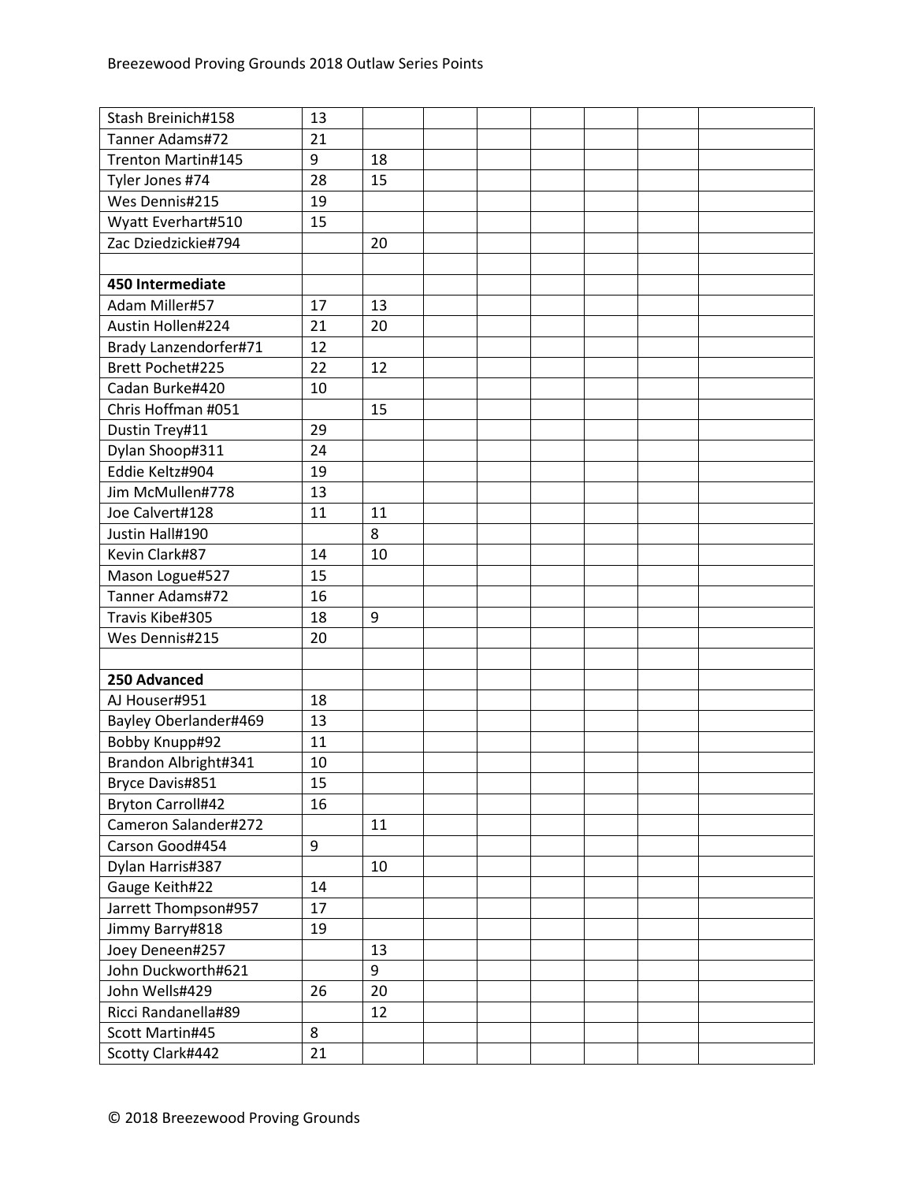| | | | | | | | | |
|---|---|---|---|---|---|---|---|---|
| Stash Breinich#158 | 13 | | | | | | | |
| Tanner Adams#72 | 21 | | | | | | | |
| Trenton Martin#145 | 9 | 18 | | | | | | |
| Tyler Jones #74 | 28 | 15 | | | | | | |
| Wes Dennis#215 | 19 | | | | | | | |
| Wyatt Everhart#510 | 15 | | | | | | | |
| Zac Dziedzickie#794 | | 20 | | | | | | |
| | | | | | | | | |
| **450 Intermediate** | | | | | | | | |
| Adam Miller#57 | 17 | 13 | | | | | | |
| Austin Hollen#224 | 21 | 20 | | | | | | |
| Brady Lanzendorfer#71 | 12 | | | | | | | |
| Brett Pochet#225 | 22 | 12 | | | | | | |
| Cadan Burke#420 | 10 | | | | | | | |
| Chris Hoffman #051 | | 15 | | | | | | |
| Dustin Trey#11 | 29 | | | | | | | |
| Dylan Shoop#311 | 24 | | | | | | | |
| Eddie Keltz#904 | 19 | | | | | | | |
| Jim McMullen#778 | 13 | | | | | | | |
| Joe Calvert#128 | 11 | 11 | | | | | | |
| Justin Hall#190 | | 8 | | | | | | |
| Kevin Clark#87 | 14 | 10 | | | | | | |
| Mason Logue#527 | 15 | | | | | | | |
| Tanner Adams#72 | 16 | | | | | | | |
| Travis Kibe#305 | 18 | 9 | | | | | | |
| Wes Dennis#215 | 20 | | | | | | | |
| | | | | | | | | |
| **250 Advanced** | | | | | | | | |
| AJ Houser#951 | 18 | | | | | | | |
| Bayley Oberlander#469 | 13 | | | | | | | |
| Bobby Knupp#92 | 11 | | | | | | | |
| Brandon Albright#341 | 10 | | | | | | | |
| Bryce Davis#851 | 15 | | | | | | | |
| Bryton Carroll#42 | 16 | | | | | | | |
| Cameron Salander#272 | | 11 | | | | | | |
| Carson Good#454 | 9 | | | | | | | |
| Dylan Harris#387 | | 10 | | | | | | |
| Gauge Keith#22 | 14 | | | | | | | |
| Jarrett Thompson#957 | 17 | | | | | | | |
| Jimmy Barry#818 | 19 | | | | | | | |
| Joey Deneen#257 | | 13 | | | | | | |
| John Duckworth#621 | | 9 | | | | | | |
| John Wells#429 | 26 | 20 | | | | | | |
| Ricci Randanella#89 | | 12 | | | | | | |
| Scott Martin#45 | 8 | | | | | | | |
| Scotty Clark#442 | 21 | | | | | | | |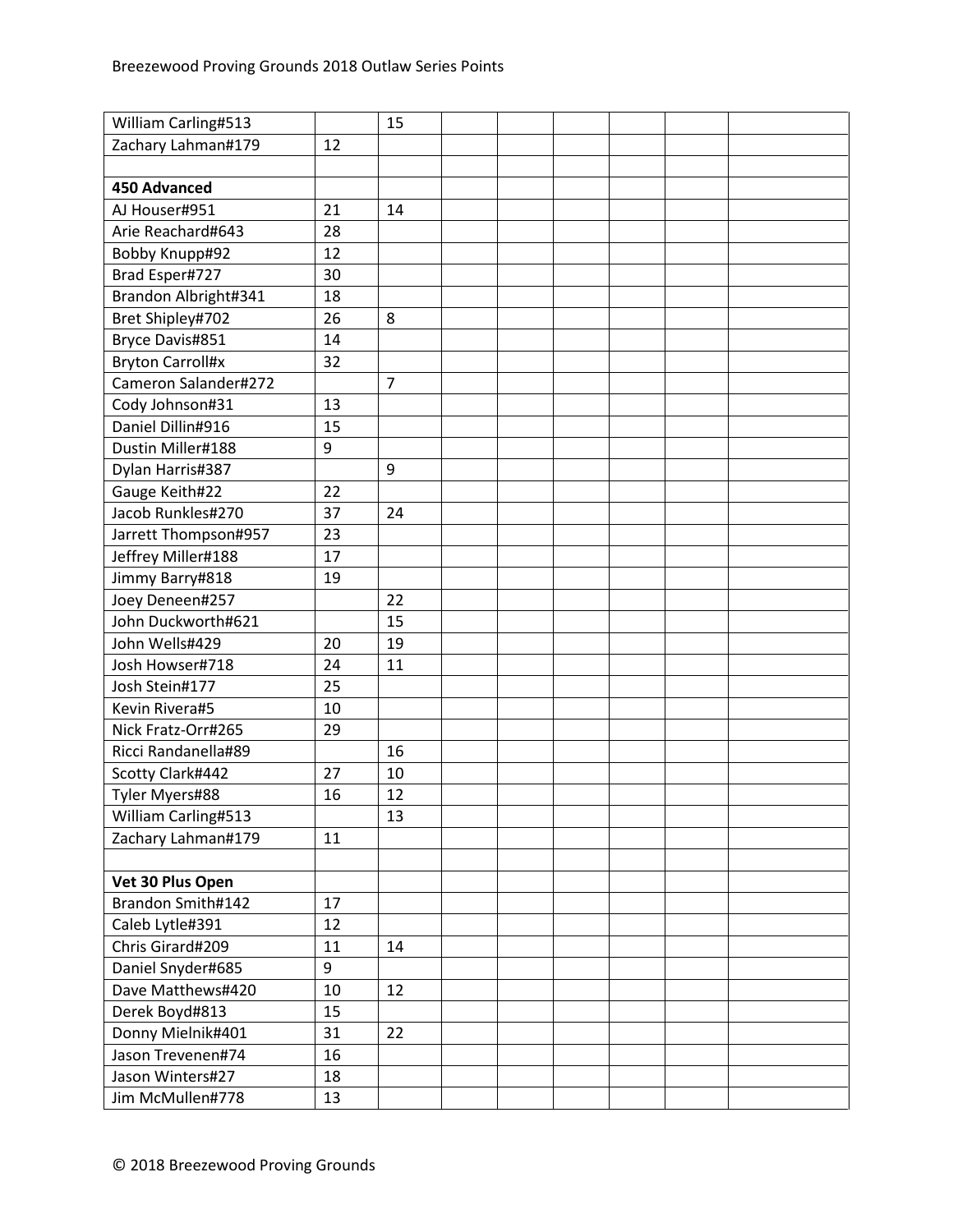| | | | | | | | | |
|---|---|---|---|---|---|---|---|---|
| William Carling#513 | | 15 | | | | | | |
| Zachary Lahman#179 | 12 | | | | | | | |
| | | | | | | | | |
| **450 Advanced** | | | | | | | | |
| AJ Houser#951 | 21 | 14 | | | | | | |
| Arie Reachard#643 | 28 | | | | | | | |
| Bobby Knupp#92 | 12 | | | | | | | |
| Brad Esper#727 | 30 | | | | | | | |
| Brandon Albright#341 | 18 | | | | | | | |
| Bret Shipley#702 | 26 | 8 | | | | | | |
| Bryce Davis#851 | 14 | | | | | | | |
| Bryton Carroll#x | 32 | | | | | | | |
| Cameron Salander#272 | | 7 | | | | | | |
| Cody Johnson#31 | 13 | | | | | | | |
| Daniel Dillin#916 | 15 | | | | | | | |
| Dustin Miller#188 | 9 | | | | | | | |
| Dylan Harris#387 | | 9 | | | | | | |
| Gauge Keith#22 | 22 | | | | | | | |
| Jacob Runkles#270 | 37 | 24 | | | | | | |
| Jarrett Thompson#957 | 23 | | | | | | | |
| Jeffrey Miller#188 | 17 | | | | | | | |
| Jimmy Barry#818 | 19 | | | | | | | |
| Joey Deneen#257 | | 22 | | | | | | |
| John Duckworth#621 | | 15 | | | | | | |
| John Wells#429 | 20 | 19 | | | | | | |
| Josh Howser#718 | 24 | 11 | | | | | | |
| Josh Stein#177 | 25 | | | | | | | |
| Kevin Rivera#5 | 10 | | | | | | | |
| Nick Fratz-Orr#265 | 29 | | | | | | | |
| Ricci Randanella#89 | | 16 | | | | | | |
| Scotty Clark#442 | 27 | 10 | | | | | | |
| Tyler Myers#88 | 16 | 12 | | | | | | |
| William Carling#513 | | 13 | | | | | | |
| Zachary Lahman#179 | 11 | | | | | | | |
| | | | | | | | | |
| **Vet 30 Plus Open** | | | | | | | | |
| Brandon Smith#142 | 17 | | | | | | | |
| Caleb Lytle#391 | 12 | | | | | | | |
| Chris Girard#209 | 11 | 14 | | | | | | |
| Daniel Snyder#685 | 9 | | | | | | | |
| Dave Matthews#420 | 10 | 12 | | | | | | |
| Derek Boyd#813 | 15 | | | | | | | |
| Donny Mielnik#401 | 31 | 22 | | | | | | |
| Jason Trevenen#74 | 16 | | | | | | | |
| Jason Winters#27 | 18 | | | | | | | |
| Jim McMullen#778 | 13 | | | | | | | |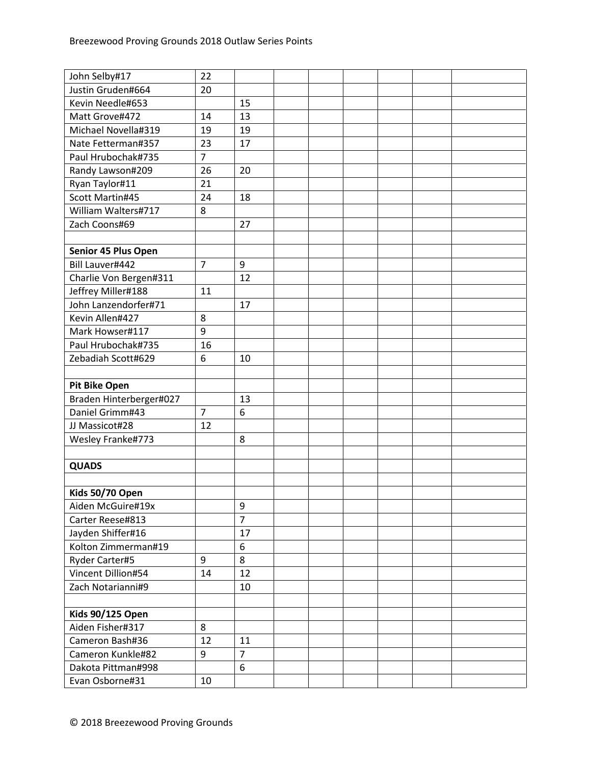| | | | | | | | | |
|---|---|---|---|---|---|---|---|---|
| John Selby#17 | 22 | | | | | | | |
| Justin Gruden#664 | 20 | | | | | | | |
| Kevin Needle#653 | | 15 | | | | | | |
| Matt Grove#472 | 14 | 13 | | | | | | |
| Michael Novella#319 | 19 | 19 | | | | | | |
| Nate Fetterman#357 | 23 | 17 | | | | | | |
| Paul Hrubochak#735 | 7 | | | | | | | |
| Randy Lawson#209 | 26 | 20 | | | | | | |
| Ryan Taylor#11 | 21 | | | | | | | |
| Scott Martin#45 | 24 | 18 | | | | | | |
| William Walters#717 | 8 | | | | | | | |
| Zach Coons#69 | | 27 | | | | | | |
| | | | | | | | | |
| **Senior 45 Plus Open** | | | | | | | | |
| Bill Lauver#442 | 7 | 9 | | | | | | |
| Charlie Von Bergen#311 | | 12 | | | | | | |
| Jeffrey Miller#188 | 11 | | | | | | | |
| John Lanzendorfer#71 | | 17 | | | | | | |
| Kevin Allen#427 | 8 | | | | | | | |
| Mark Howser#117 | 9 | | | | | | | |
| Paul Hrubochak#735 | 16 | | | | | | | |
| Zebadiah Scott#629 | 6 | 10 | | | | | | |
| | | | | | | | | |
| **Pit Bike Open** | | | | | | | | |
| Braden Hinterberger#027 | | 13 | | | | | | |
| Daniel Grimm#43 | 7 | 6 | | | | | | |
| JJ Massicot#28 | 12 | | | | | | | |
| Wesley Franke#773 | | 8 | | | | | | |
| | | | | | | | | |
| **QUADS** | | | | | | | | |
| | | | | | | | | |
| **Kids 50/70 Open** | | | | | | | | |
| Aiden McGuire#19x | | 9 | | | | | | |
| Carter Reese#813 | | 7 | | | | | | |
| Jayden Shiffer#16 | | 17 | | | | | | |
| Kolton Zimmerman#19 | | 6 | | | | | | |
| Ryder Carter#5 | 9 | 8 | | | | | | |
| Vincent Dillion#54 | 14 | 12 | | | | | | |
| Zach Notarianni#9 | | 10 | | | | | | |
| | | | | | | | | |
| **Kids 90/125 Open** | | | | | | | | |
| Aiden Fisher#317 | 8 | | | | | | | |
| Cameron Bash#36 | 12 | 11 | | | | | | |
| Cameron Kunkle#82 | 9 | 7 | | | | | | |
| Dakota Pittman#998 | | 6 | | | | | | |
| Evan Osborne#31 | 10 | | | | | | | |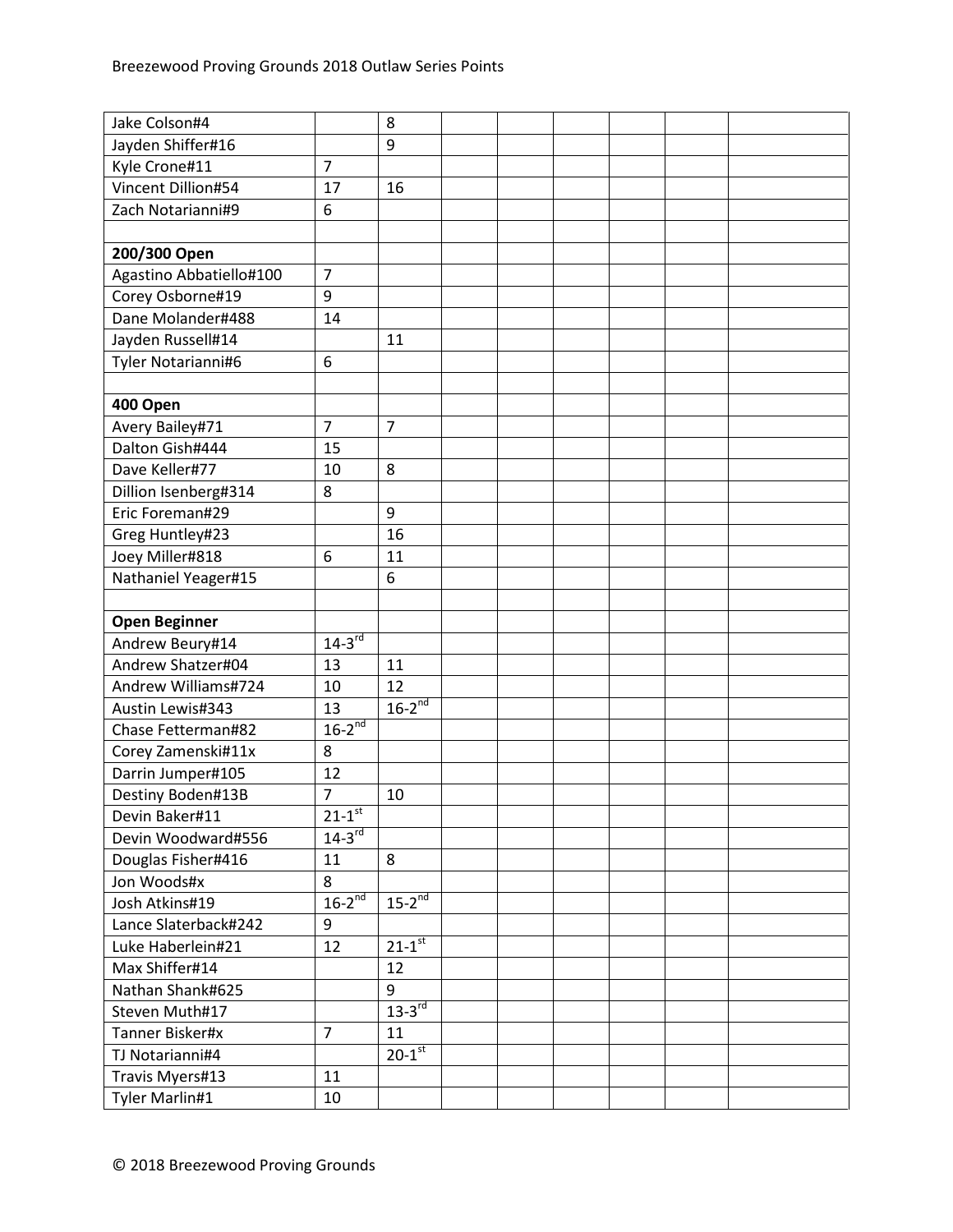| | | | | | | | | |
|---|---|---|---|---|---|---|---|---|
| Jake Colson#4 | | 8 | | | | | | |
| Jayden Shiffer#16 | | 9 | | | | | | |
| Kyle Crone#11 | 7 | | | | | | | |
| Vincent Dillion#54 | 17 | 16 | | | | | | |
| Zach Notarianni#9 | 6 | | | | | | | |
| | | | | | | | | |
| **200/300 Open** | | | | | | | | |
| Agastino Abbatiello#100 | 7 | | | | | | | |
| Corey Osborne#19 | 9 | | | | | | | |
| Dane Molander#488 | 14 | | | | | | | |
| Jayden Russell#14 | | 11 | | | | | | |
| Tyler Notarianni#6 | 6 | | | | | | | |
| | | | | | | | | |
| **400 Open** | | | | | | | | |
| Avery Bailey#71 | 7 | 7 | | | | | | |
| Dalton Gish#444 | 15 | | | | | | | |
| Dave Keller#77 | 10 | 8 | | | | | | |
| Dillion Isenberg#314 | 8 | | | | | | | |
| Eric Foreman#29 | | 9 | | | | | | |
| Greg Huntley#23 | | 16 | | | | | | |
| Joey Miller#818 | 6 | 11 | | | | | | |
| Nathaniel Yeager#15 | | 6 | | | | | | |
| | | | | | | | | |
| **Open Beginner** | | | | | | | | |
| Andrew Beury#14 | 14-3rd | | | | | | | |
| Andrew Shatzer#04 | 13 | 11 | | | | | | |
| Andrew Williams#724 | 10 | 12 | | | | | | |
| Austin Lewis#343 | 13 | 16-2nd | | | | | | |
| Chase Fetterman#82 | 16-2nd | | | | | | | |
| Corey Zamenski#11x | 8 | | | | | | | |
| Darrin Jumper#105 | 12 | | | | | | | |
| Destiny Boden#13B | 7 | 10 | | | | | | |
| Devin Baker#11 | 21-1st | | | | | | | |
| Devin Woodward#556 | 14-3rd | | | | | | | |
| Douglas Fisher#416 | 11 | 8 | | | | | | |
| Jon Woods#x | 8 | | | | | | | |
| Josh Atkins#19 | 16-2nd | 15-2nd | | | | | | |
| Lance Slaterback#242 | 9 | | | | | | | |
| Luke Haberlein#21 | 12 | 21-1st | | | | | | |
| Max Shiffer#14 | | 12 | | | | | | |
| Nathan Shank#625 | | 9 | | | | | | |
| Steven Muth#17 | | 13-3rd | | | | | | |
| Tanner Bisker#x | 7 | 11 | | | | | | |
| TJ Notarianni#4 | | 20-1st | | | | | | |
| Travis Myers#13 | 11 | | | | | | | |
| Tyler Marlin#1 | 10 | | | | | | | |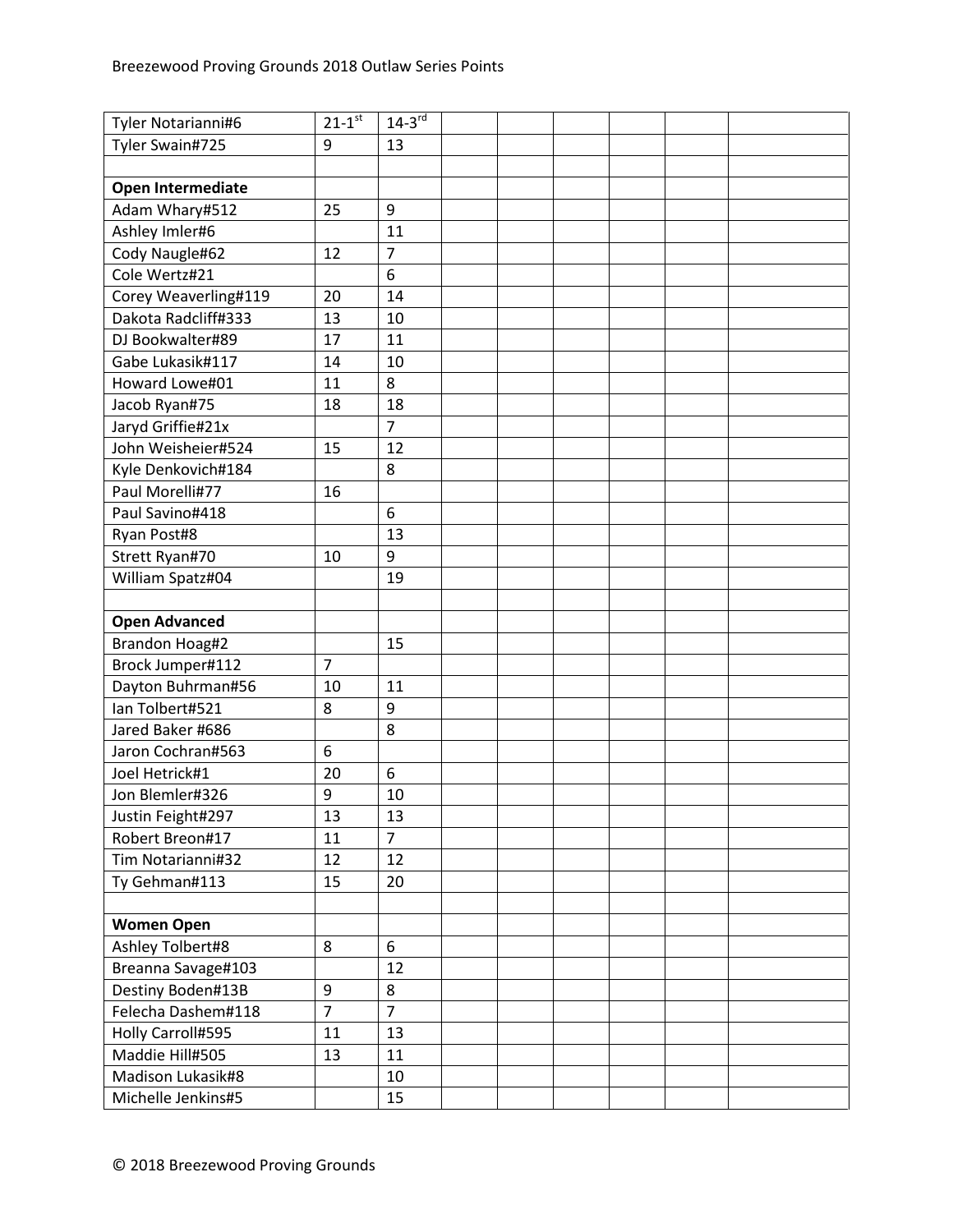| | | | | | | | | |
|---|---|---|---|---|---|---|---|---|
| Tyler Notarianni#6 | 21-1st | 14-3rd | | | | | | |
| Tyler Swain#725 | 9 | 13 | | | | | | |
| | | | | | | | | |
| **Open Intermediate** | | | | | | | | |
| Adam Whary#512 | 25 | 9 | | | | | | |
| Ashley Imler#6 | | 11 | | | | | | |
| Cody Naugle#62 | 12 | 7 | | | | | | |
| Cole Wertz#21 | | 6 | | | | | | |
| Corey Weaverling#119 | 20 | 14 | | | | | | |
| Dakota Radcliff#333 | 13 | 10 | | | | | | |
| DJ Bookwalter#89 | 17 | 11 | | | | | | |
| Gabe Lukasik#117 | 14 | 10 | | | | | | |
| Howard Lowe#01 | 11 | 8 | | | | | | |
| Jacob Ryan#75 | 18 | 18 | | | | | | |
| Jaryd Griffie#21x | | 7 | | | | | | |
| John Weisheier#524 | 15 | 12 | | | | | | |
| Kyle Denkovich#184 | | 8 | | | | | | |
| Paul Morelli#77 | 16 | | | | | | | |
| Paul Savino#418 | | 6 | | | | | | |
| Ryan Post#8 | | 13 | | | | | | |
| Strett Ryan#70 | 10 | 9 | | | | | | |
| William Spatz#04 | | 19 | | | | | | |
| | | | | | | | | |
| **Open Advanced** | | | | | | | | |
| Brandon Hoag#2 | | 15 | | | | | | |
| Brock Jumper#112 | 7 | | | | | | | |
| Dayton Buhrman#56 | 10 | 11 | | | | | | |
| Ian Tolbert#521 | 8 | 9 | | | | | | |
| Jared Baker #686 | | 8 | | | | | | |
| Jaron Cochran#563 | 6 | | | | | | | |
| Joel Hetrick#1 | 20 | 6 | | | | | | |
| Jon Blemler#326 | 9 | 10 | | | | | | |
| Justin Feight#297 | 13 | 13 | | | | | | |
| Robert Breon#17 | 11 | 7 | | | | | | |
| Tim Notarianni#32 | 12 | 12 | | | | | | |
| Ty Gehman#113 | 15 | 20 | | | | | | |
| | | | | | | | | |
| **Women Open** | | | | | | | | |
| Ashley Tolbert#8 | 8 | 6 | | | | | | |
| Breanna Savage#103 | | 12 | | | | | | |
| Destiny Boden#13B | 9 | 8 | | | | | | |
| Felecha Dashem#118 | 7 | 7 | | | | | | |
| Holly Carroll#595 | 11 | 13 | | | | | | |
| Maddie Hill#505 | 13 | 11 | | | | | | |
| Madison Lukasik#8 | | 10 | | | | | | |
| Michelle Jenkins#5 | | 15 | | | | | | |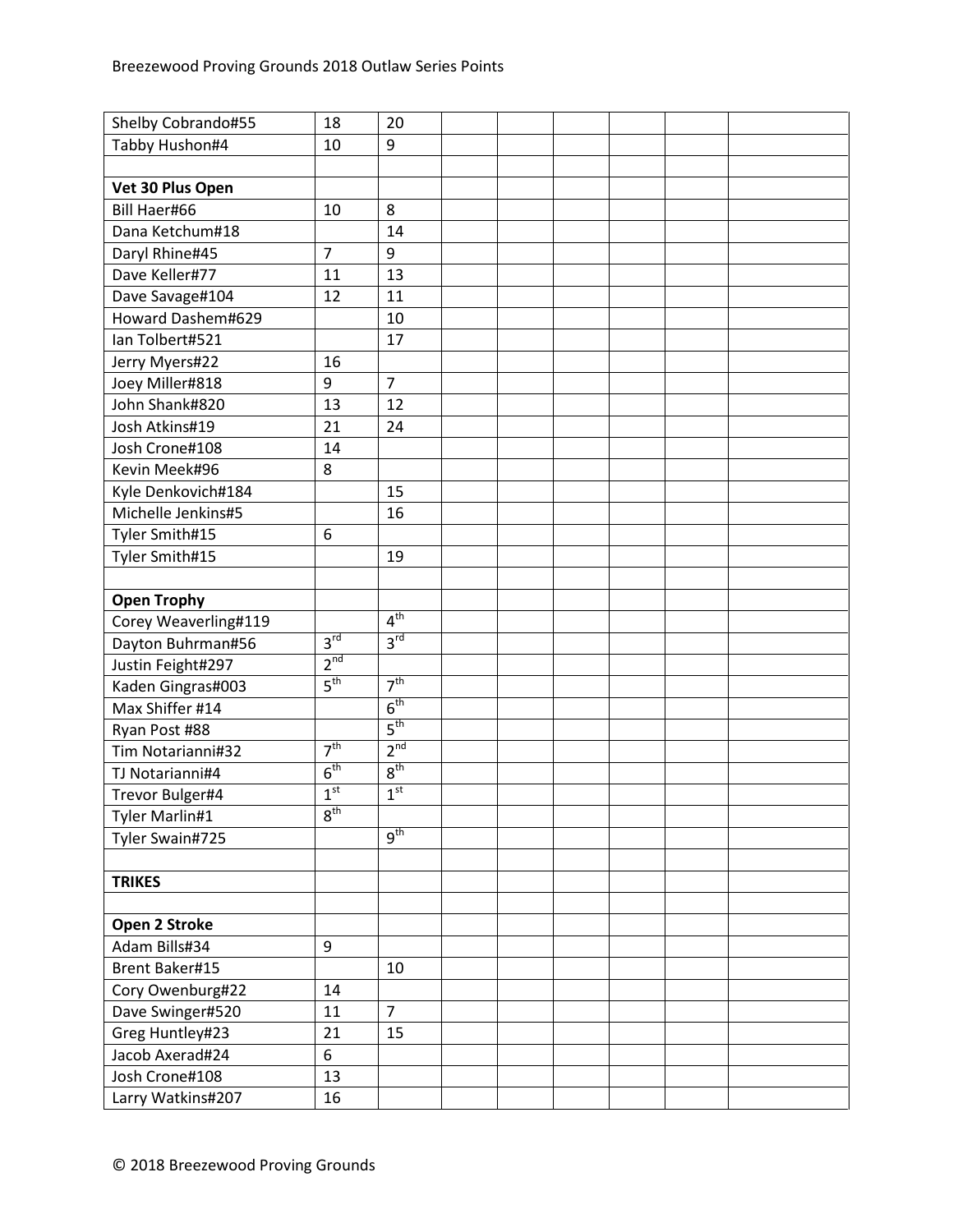| | | | | | | | | |
|---|---|---|---|---|---|---|---|---|
| Shelby Cobrando#55 | 18 | 20 | | | | | | |
| Tabby Hushon#4 | 10 | 9 | | | | | | |
| | | | | | | | | |
| **Vet 30 Plus Open** | | | | | | | | |
| Bill Haer#66 | 10 | 8 | | | | | | |
| Dana Ketchum#18 | | 14 | | | | | | |
| Daryl Rhine#45 | 7 | 9 | | | | | | |
| Dave Keller#77 | 11 | 13 | | | | | | |
| Dave Savage#104 | 12 | 11 | | | | | | |
| Howard Dashem#629 | | 10 | | | | | | |
| Ian Tolbert#521 | | 17 | | | | | | |
| Jerry Myers#22 | 16 | | | | | | | |
| Joey Miller#818 | 9 | 7 | | | | | | |
| John Shank#820 | 13 | 12 | | | | | | |
| Josh Atkins#19 | 21 | 24 | | | | | | |
| Josh Crone#108 | 14 | | | | | | | |
| Kevin Meek#96 | 8 | | | | | | | |
| Kyle Denkovich#184 | | 15 | | | | | | |
| Michelle Jenkins#5 | | 16 | | | | | | |
| Tyler Smith#15 | 6 | | | | | | | |
| Tyler Smith#15 | | 19 | | | | | | |
| | | | | | | | | |
| **Open Trophy** | | | | | | | | |
| Corey Weaverling#119 | | 4th | | | | | | |
| Dayton Buhrman#56 | 3rd | 3rd | | | | | | |
| Justin Feight#297 | 2nd | | | | | | | |
| Kaden Gingras#003 | 5th | 7th | | | | | | |
| Max Shiffer #14 | | 6th | | | | | | |
| Ryan Post #88 | | 5th | | | | | | |
| Tim Notarianni#32 | 7th | 2nd | | | | | | |
| TJ Notarianni#4 | 6th | 8th | | | | | | |
| Trevor Bulger#4 | 1st | 1st | | | | | | |
| Tyler Marlin#1 | 8th | | | | | | | |
| Tyler Swain#725 | | 9th | | | | | | |
| | | | | | | | | |
| **TRIKES** | | | | | | | | |
| | | | | | | | | |
| **Open 2 Stroke** | | | | | | | | |
| Adam Bills#34 | 9 | | | | | | | |
| Brent Baker#15 | | 10 | | | | | | |
| Cory Owenburg#22 | 14 | | | | | | | |
| Dave Swinger#520 | 11 | 7 | | | | | | |
| Greg Huntley#23 | 21 | 15 | | | | | | |
| Jacob Axerad#24 | 6 | | | | | | | |
| Josh Crone#108 | 13 | | | | | | | |
| Larry Watkins#207 | 16 | | | | | | | |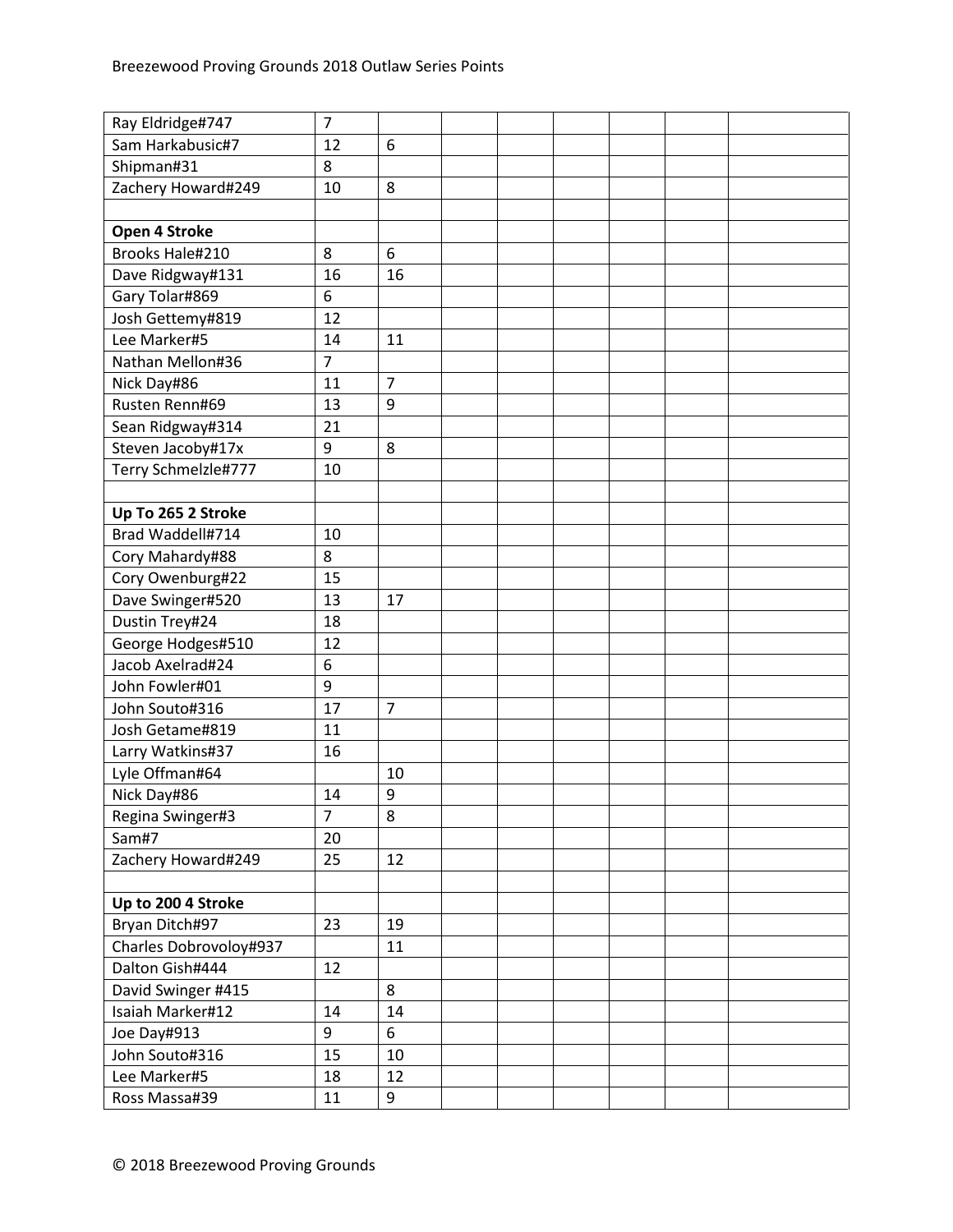| | | | | | | | | |
|---|---|---|---|---|---|---|---|---|
| Ray Eldridge#747 | 7 | | | | | | | |
| Sam Harkabusic#7 | 12 | 6 | | | | | | |
| Shipman#31 | 8 | | | | | | | |
| Zachery Howard#249 | 10 | 8 | | | | | | |
| | | | | | | | | |
| **Open 4 Stroke** | | | | | | | | |
| Brooks Hale#210 | 8 | 6 | | | | | | |
| Dave Ridgway#131 | 16 | 16 | | | | | | |
| Gary Tolar#869 | 6 | | | | | | | |
| Josh Gettemy#819 | 12 | | | | | | | |
| Lee Marker#5 | 14 | 11 | | | | | | |
| Nathan Mellon#36 | 7 | | | | | | | |
| Nick Day#86 | 11 | 7 | | | | | | |
| Rusten Renn#69 | 13 | 9 | | | | | | |
| Sean Ridgway#314 | 21 | | | | | | | |
| Steven Jacoby#17x | 9 | 8 | | | | | | |
| Terry Schmelzle#777 | 10 | | | | | | | |
| | | | | | | | | |
| **Up To 265 2 Stroke** | | | | | | | | |
| Brad Waddell#714 | 10 | | | | | | | |
| Cory Mahardy#88 | 8 | | | | | | | |
| Cory Owenburg#22 | 15 | | | | | | | |
| Dave Swinger#520 | 13 | 17 | | | | | | |
| Dustin Trey#24 | 18 | | | | | | | |
| George Hodges#510 | 12 | | | | | | | |
| Jacob Axelrad#24 | 6 | | | | | | | |
| John Fowler#01 | 9 | | | | | | | |
| John Souto#316 | 17 | 7 | | | | | | |
| Josh Getame#819 | 11 | | | | | | | |
| Larry Watkins#37 | 16 | | | | | | | |
| Lyle Offman#64 | | 10 | | | | | | |
| Nick Day#86 | 14 | 9 | | | | | | |
| Regina Swinger#3 | 7 | 8 | | | | | | |
| Sam#7 | 20 | | | | | | | |
| Zachery Howard#249 | 25 | 12 | | | | | | |
| | | | | | | | | |
| **Up to 200 4 Stroke** | | | | | | | | |
| Bryan Ditch#97 | 23 | 19 | | | | | | |
| Charles Dobrovoloy#937 | | 11 | | | | | | |
| Dalton Gish#444 | 12 | | | | | | | |
| David Swinger #415 | | 8 | | | | | | |
| Isaiah Marker#12 | 14 | 14 | | | | | | |
| Joe Day#913 | 9 | 6 | | | | | | |
| John Souto#316 | 15 | 10 | | | | | | |
| Lee Marker#5 | 18 | 12 | | | | | | |
| Ross Massa#39 | 11 | 9 | | | | | | |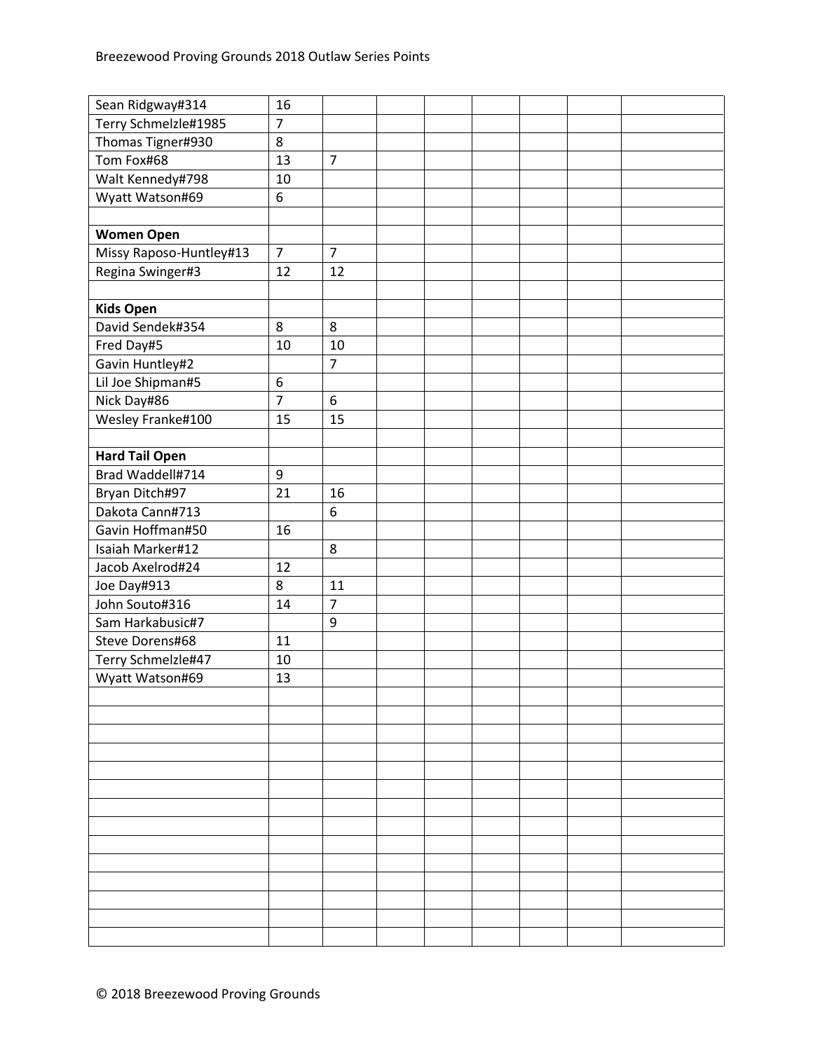| | | | | | | | | |
|---|---|---|---|---|---|---|---|---|
| Sean Ridgway#314 | 16 | | | | | | | |
| Terry Schmelzle#1985 | 7 | | | | | | | |
| Thomas Tigner#930 | 8 | | | | | | | |
| Tom Fox#68 | 13 | 7 | | | | | | |
| Walt Kennedy#798 | 10 | | | | | | | |
| Wyatt Watson#69 | 6 | | | | | | | |
| | | | | | | | | |
| **Women Open** | | | | | | | | |
| Missy Raposo-Huntley#13 | 7 | 7 | | | | | | |
| Regina Swinger#3 | 12 | 12 | | | | | | |
| | | | | | | | | |
| **Kids Open** | | | | | | | | |
| David Sendek#354 | 8 | 8 | | | | | | |
| Fred Day#5 | 10 | 10 | | | | | | |
| Gavin Huntley#2 | | 7 | | | | | | |
| Lil Joe Shipman#5 | 6 | | | | | | | |
| Nick Day#86 | 7 | 6 | | | | | | |
| Wesley Franke#100 | 15 | 15 | | | | | | |
| | | | | | | | | |
| **Hard Tail Open** | | | | | | | | |
| Brad Waddell#714 | 9 | | | | | | | |
| Bryan Ditch#97 | 21 | 16 | | | | | | |
| Dakota Cann#713 | | 6 | | | | | | |
| Gavin Hoffman#50 | 16 | | | | | | | |
| Isaiah Marker#12 | | 8 | | | | | | |
| Jacob Axelrod#24 | 12 | | | | | | | |
| Joe Day#913 | 8 | 11 | | | | | | |
| John Souto#316 | 14 | 7 | | | | | | |
| Sam Harkabusic#7 | | 9 | | | | | | |
| Steve Dorens#68 | 11 | | | | | | | |
| Terry Schmelzle#47 | 10 | | | | | | | |
| Wyatt Watson#69 | 13 | | | | | | | |